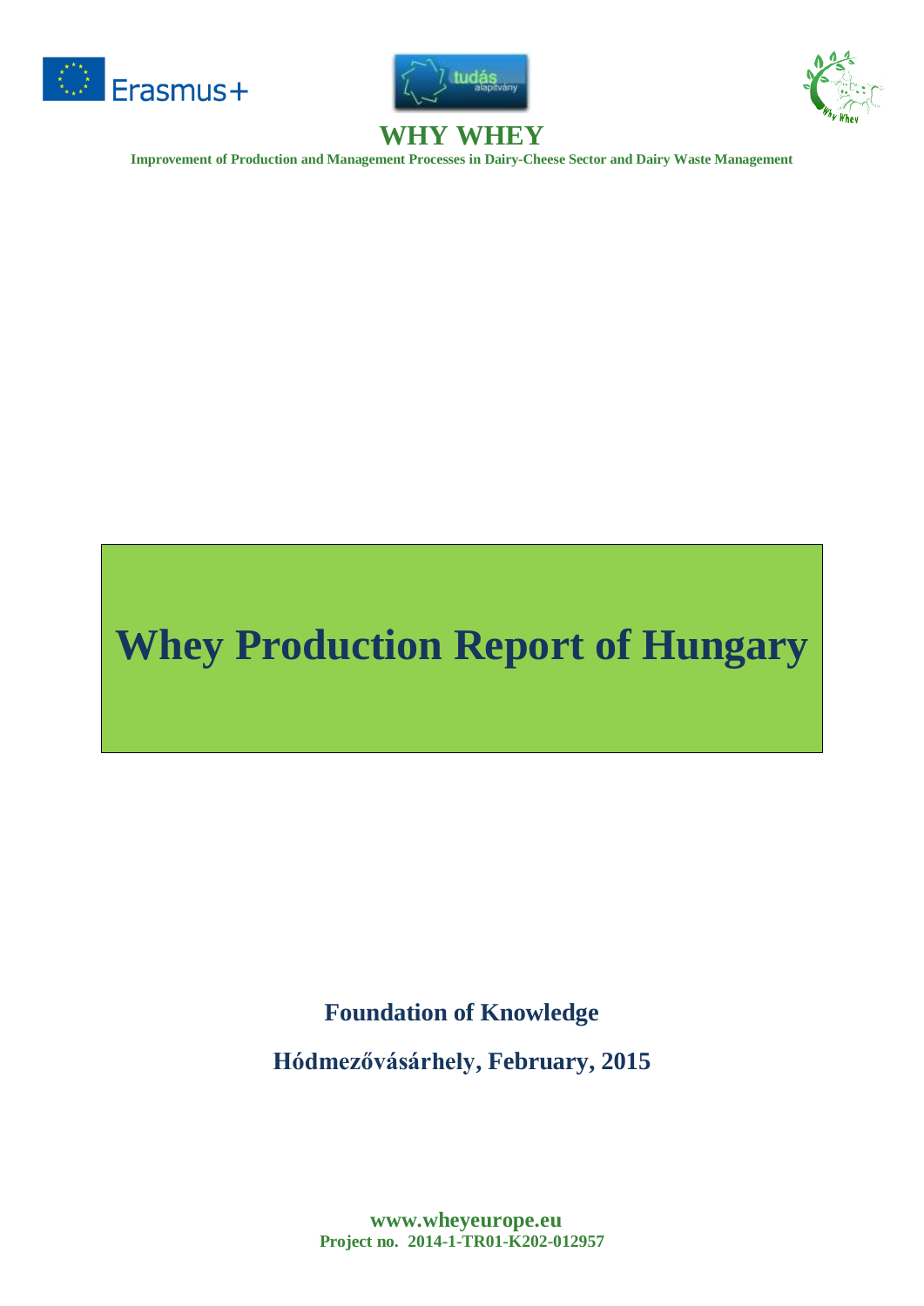**WHY WHEY**

**Improvement of Production and Management Processes in Dairy-Cheese Sector and Dairy Waste Management**

# Whey Production Report of Hungary

**Foundation of Knowledge**

**Hódmezővásárhely, February, 2015**

**www.wheyeurope.eu**
**Project no. 2014-1-TR01-K202-012957**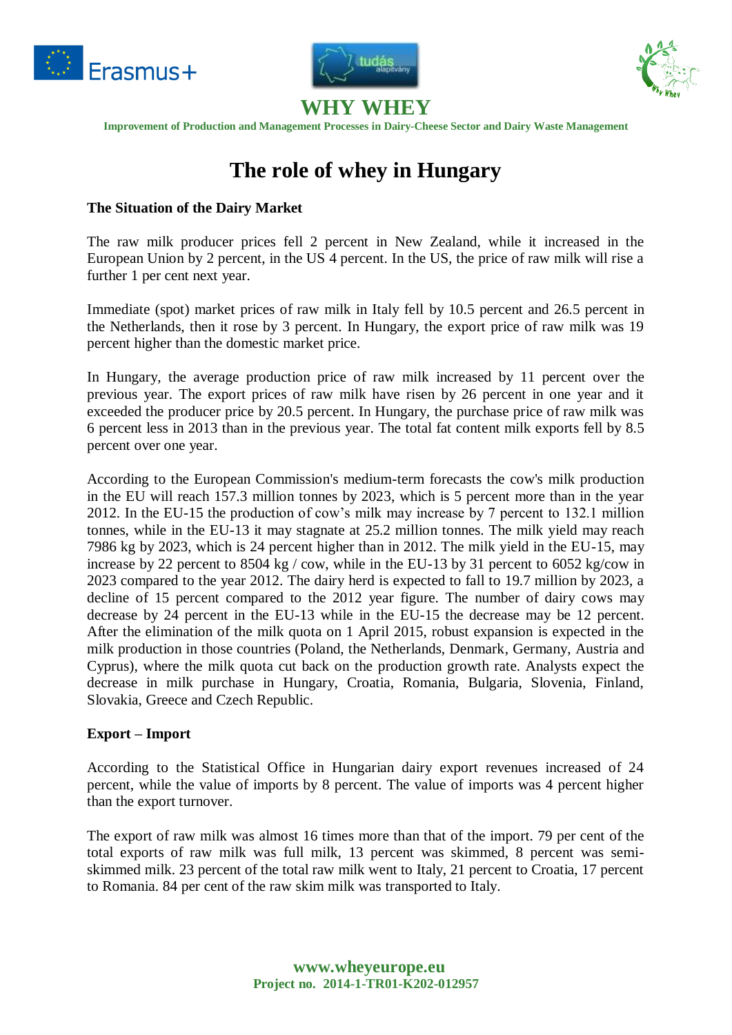# The role of whey in Hungary

### The Situation of the Dairy Market

The raw milk producer prices fell 2 percent in New Zealand, while it increased in the European Union by 2 percent, in the US 4 percent. In the US, the price of raw milk will rise a further 1 per cent next year.

Immediate (spot) market prices of raw milk in Italy fell by 10.5 percent and 26.5 percent in the Netherlands, then it rose by 3 percent. In Hungary, the export price of raw milk was 19 percent higher than the domestic market price.

In Hungary, the average production price of raw milk increased by 11 percent over the previous year. The export prices of raw milk have risen by 26 percent in one year and it exceeded the producer price by 20.5 percent. In Hungary, the purchase price of raw milk was 6 percent less in 2013 than in the previous year. The total fat content milk exports fell by 8.5 percent over one year.

According to the European Commission's medium-term forecasts the cow's milk production in the EU will reach 157.3 million tonnes by 2023, which is 5 percent more than in the year 2012. In the EU-15 the production of cow's milk may increase by 7 percent to 132.1 million tonnes, while in the EU-13 it may stagnate at 25.2 million tonnes. The milk yield may reach 7986 kg by 2023, which is 24 percent higher than in 2012. The milk yield in the EU-15, may increase by 22 percent to 8504 kg / cow, while in the EU-13 by 31 percent to 6052 kg/cow in 2023 compared to the year 2012. The dairy herd is expected to fall to 19.7 million by 2023, a decline of 15 percent compared to the 2012 year figure. The number of dairy cows may decrease by 24 percent in the EU-13 while in the EU-15 the decrease may be 12 percent. After the elimination of the milk quota on 1 April 2015, robust expansion is expected in the milk production in those countries (Poland, the Netherlands, Denmark, Germany, Austria and Cyprus), where the milk quota cut back on the production growth rate. Analysts expect the decrease in milk purchase in Hungary, Croatia, Romania, Bulgaria, Slovenia, Finland, Slovakia, Greece and Czech Republic.

### Export – Import

According to the Statistical Office in Hungarian dairy export revenues increased of 24 percent, while the value of imports by 8 percent. The value of imports was 4 percent higher than the export turnover.

The export of raw milk was almost 16 times more than that of the import. 79 per cent of the total exports of raw milk was full milk, 13 percent was skimmed, 8 percent was semi-skimmed milk. 23 percent of the total raw milk went to Italy, 21 percent to Croatia, 17 percent to Romania. 84 per cent of the raw skim milk was transported to Italy.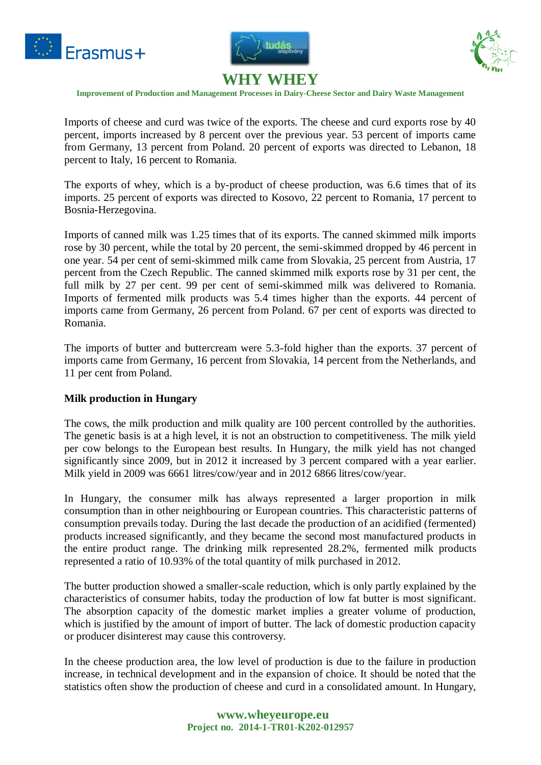Imports of cheese and curd was twice of the exports. The cheese and curd exports rose by 40 percent, imports increased by 8 percent over the previous year. 53 percent of imports came from Germany, 13 percent from Poland. 20 percent of exports was directed to Lebanon, 18 percent to Italy, 16 percent to Romania.

The exports of whey, which is a by-product of cheese production, was 6.6 times that of its imports. 25 percent of exports was directed to Kosovo, 22 percent to Romania, 17 percent to Bosnia-Herzegovina.

Imports of canned milk was 1.25 times that of its exports. The canned skimmed milk imports rose by 30 percent, while the total by 20 percent, the semi-skimmed dropped by 46 percent in one year. 54 per cent of semi-skimmed milk came from Slovakia, 25 percent from Austria, 17 percent from the Czech Republic. The canned skimmed milk exports rose by 31 per cent, the full milk by 27 per cent. 99 per cent of semi-skimmed milk was delivered to Romania. Imports of fermented milk products was 5.4 times higher than the exports. 44 percent of imports came from Germany, 26 percent from Poland. 67 per cent of exports was directed to Romania.

The imports of butter and buttercream were 5.3-fold higher than the exports. 37 percent of imports came from Germany, 16 percent from Slovakia, 14 percent from the Netherlands, and 11 per cent from Poland.

**Milk production in Hungary**

The cows, the milk production and milk quality are 100 percent controlled by the authorities. The genetic basis is at a high level, it is not an obstruction to competitiveness. The milk yield per cow belongs to the European best results. In Hungary, the milk yield has not changed significantly since 2009, but in 2012 it increased by 3 percent compared with a year earlier. Milk yield in 2009 was 6661 litres/cow/year and in 2012 6866 litres/cow/year.

In Hungary, the consumer milk has always represented a larger proportion in milk consumption than in other neighbouring or European countries. This characteristic patterns of consumption prevails today. During the last decade the production of an acidified (fermented) products increased significantly, and they became the second most manufactured products in the entire product range. The drinking milk represented 28.2%, fermented milk products represented a ratio of 10.93% of the total quantity of milk purchased in 2012.

The butter production showed a smaller-scale reduction, which is only partly explained by the characteristics of consumer habits, today the production of low fat butter is most significant. The absorption capacity of the domestic market implies a greater volume of production, which is justified by the amount of import of butter. The lack of domestic production capacity or producer disinterest may cause this controversy.

In the cheese production area, the low level of production is due to the failure in production increase, in technical development and in the expansion of choice. It should be noted that the statistics often show the production of cheese and curd in a consolidated amount. In Hungary,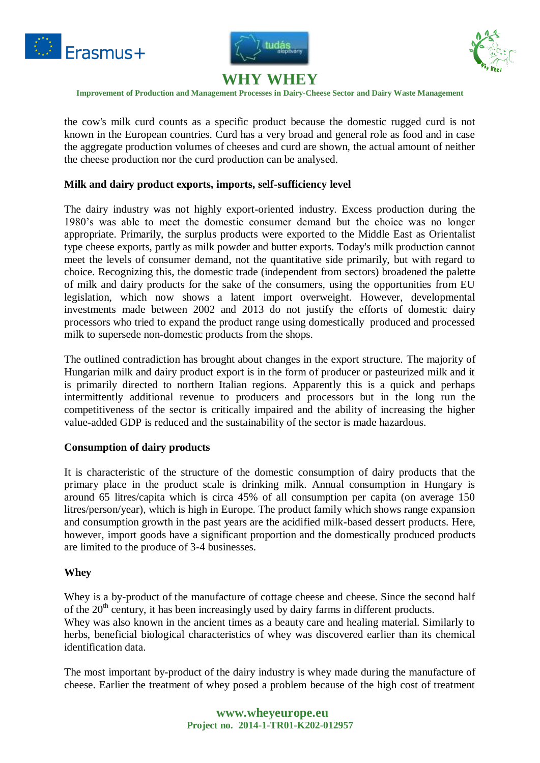the cow's milk curd counts as a specific product because the domestic rugged curd is not known in the European countries. Curd has a very broad and general role as food and in case the aggregate production volumes of cheeses and curd are shown, the actual amount of neither the cheese production nor the curd production can be analysed.

**Milk and dairy product exports, imports, self-sufficiency level**

The dairy industry was not highly export-oriented industry. Excess production during the 1980's was able to meet the domestic consumer demand but the choice was no longer appropriate. Primarily, the surplus products were exported to the Middle East as Orientalist type cheese exports, partly as milk powder and butter exports. Today's milk production cannot meet the levels of consumer demand, not the quantitative side primarily, but with regard to choice. Recognizing this, the domestic trade (independent from sectors) broadened the palette of milk and dairy products for the sake of the consumers, using the opportunities from EU legislation, which now shows a latent import overweight. However, developmental investments made between 2002 and 2013 do not justify the efforts of domestic dairy processors who tried to expand the product range using domestically produced and processed milk to supersede non-domestic products from the shops.

The outlined contradiction has brought about changes in the export structure. The majority of Hungarian milk and dairy product export is in the form of producer or pasteurized milk and it is primarily directed to northern Italian regions. Apparently this is a quick and perhaps intermittently additional revenue to producers and processors but in the long run the competitiveness of the sector is critically impaired and the ability of increasing the higher value-added GDP is reduced and the sustainability of the sector is made hazardous.

**Consumption of dairy products**

It is characteristic of the structure of the domestic consumption of dairy products that the primary place in the product scale is drinking milk. Annual consumption in Hungary is around 65 litres/capita which is circa 45% of all consumption per capita (on average 150 litres/person/year), which is high in Europe. The product family which shows range expansion and consumption growth in the past years are the acidified milk-based dessert products. Here, however, import goods have a significant proportion and the domestically produced products are limited to the produce of 3-4 businesses.

**Whey**

Whey is a by-product of the manufacture of cottage cheese and cheese. Since the second half of the 20th century, it has been increasingly used by dairy farms in different products.
Whey was also known in the ancient times as a beauty care and healing material. Similarly to herbs, beneficial biological characteristics of whey was discovered earlier than its chemical identification data.

The most important by-product of the dairy industry is whey made during the manufacture of cheese. Earlier the treatment of whey posed a problem because of the high cost of treatment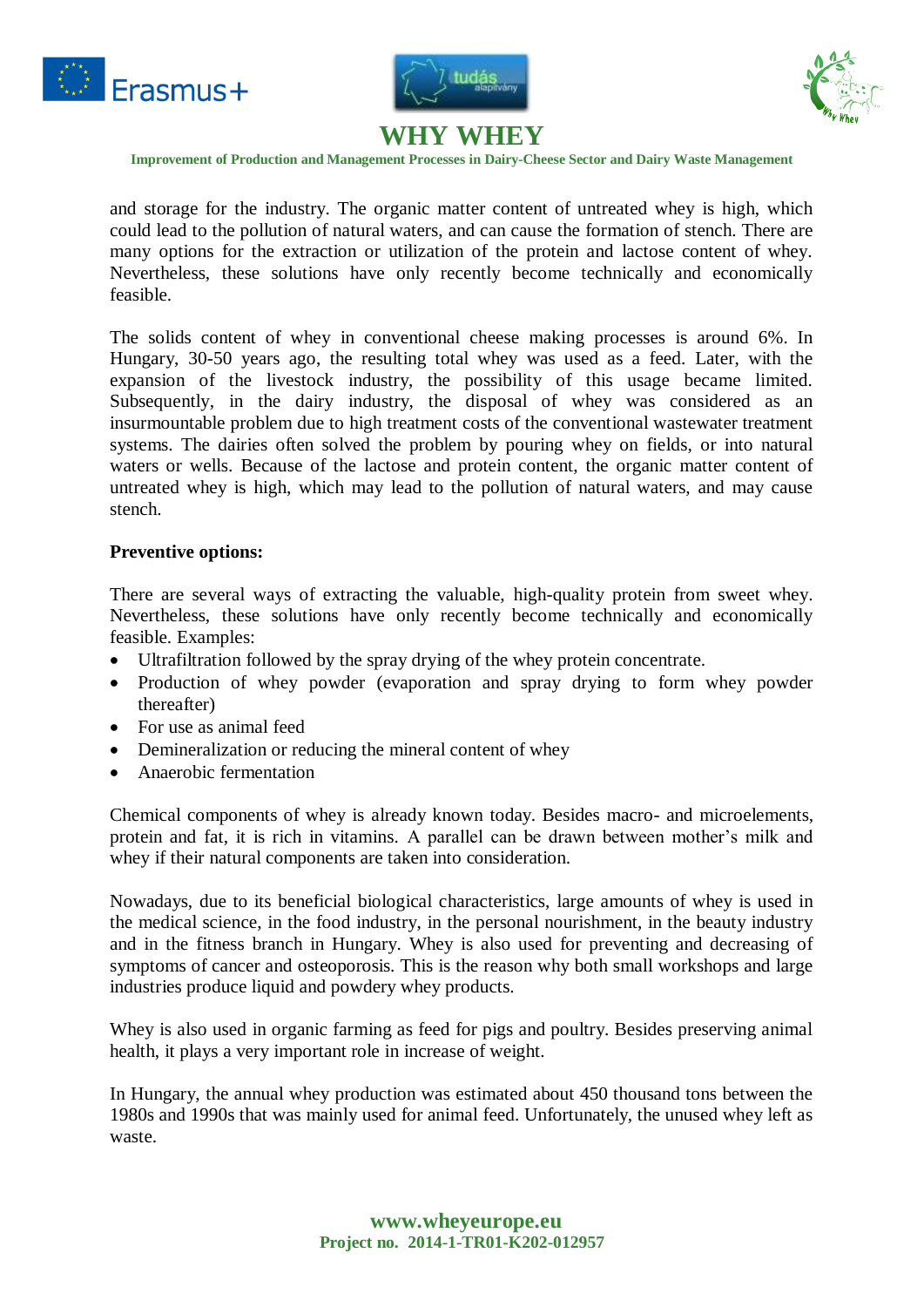and storage for the industry. The organic matter content of untreated whey is high, which could lead to the pollution of natural waters, and can cause the formation of stench. There are many options for the extraction or utilization of the protein and lactose content of whey. Nevertheless, these solutions have only recently become technically and economically feasible.

The solids content of whey in conventional cheese making processes is around 6%. In Hungary, 30-50 years ago, the resulting total whey was used as a feed. Later, with the expansion of the livestock industry, the possibility of this usage became limited. Subsequently, in the dairy industry, the disposal of whey was considered as an insurmountable problem due to high treatment costs of the conventional wastewater treatment systems. The dairies often solved the problem by pouring whey on fields, or into natural waters or wells. Because of the lactose and protein content, the organic matter content of untreated whey is high, which may lead to the pollution of natural waters, and may cause stench.

**Preventive options:**

There are several ways of extracting the valuable, high-quality protein from sweet whey. Nevertheless, these solutions have only recently become technically and economically feasible. Examples:

- Ultrafiltration followed by the spray drying of the whey protein concentrate.
- Production of whey powder (evaporation and spray drying to form whey powder thereafter)
- For use as animal feed
- Demineralization or reducing the mineral content of whey
- Anaerobic fermentation

Chemical components of whey is already known today. Besides macro- and microelements, protein and fat, it is rich in vitamins. A parallel can be drawn between mother's milk and whey if their natural components are taken into consideration.

Nowadays, due to its beneficial biological characteristics, large amounts of whey is used in the medical science, in the food industry, in the personal nourishment, in the beauty industry and in the fitness branch in Hungary. Whey is also used for preventing and decreasing of symptoms of cancer and osteoporosis. This is the reason why both small workshops and large industries produce liquid and powdery whey products.

Whey is also used in organic farming as feed for pigs and poultry. Besides preserving animal health, it plays a very important role in increase of weight.

In Hungary, the annual whey production was estimated about 450 thousand tons between the 1980s and 1990s that was mainly used for animal feed. Unfortunately, the unused whey left as waste.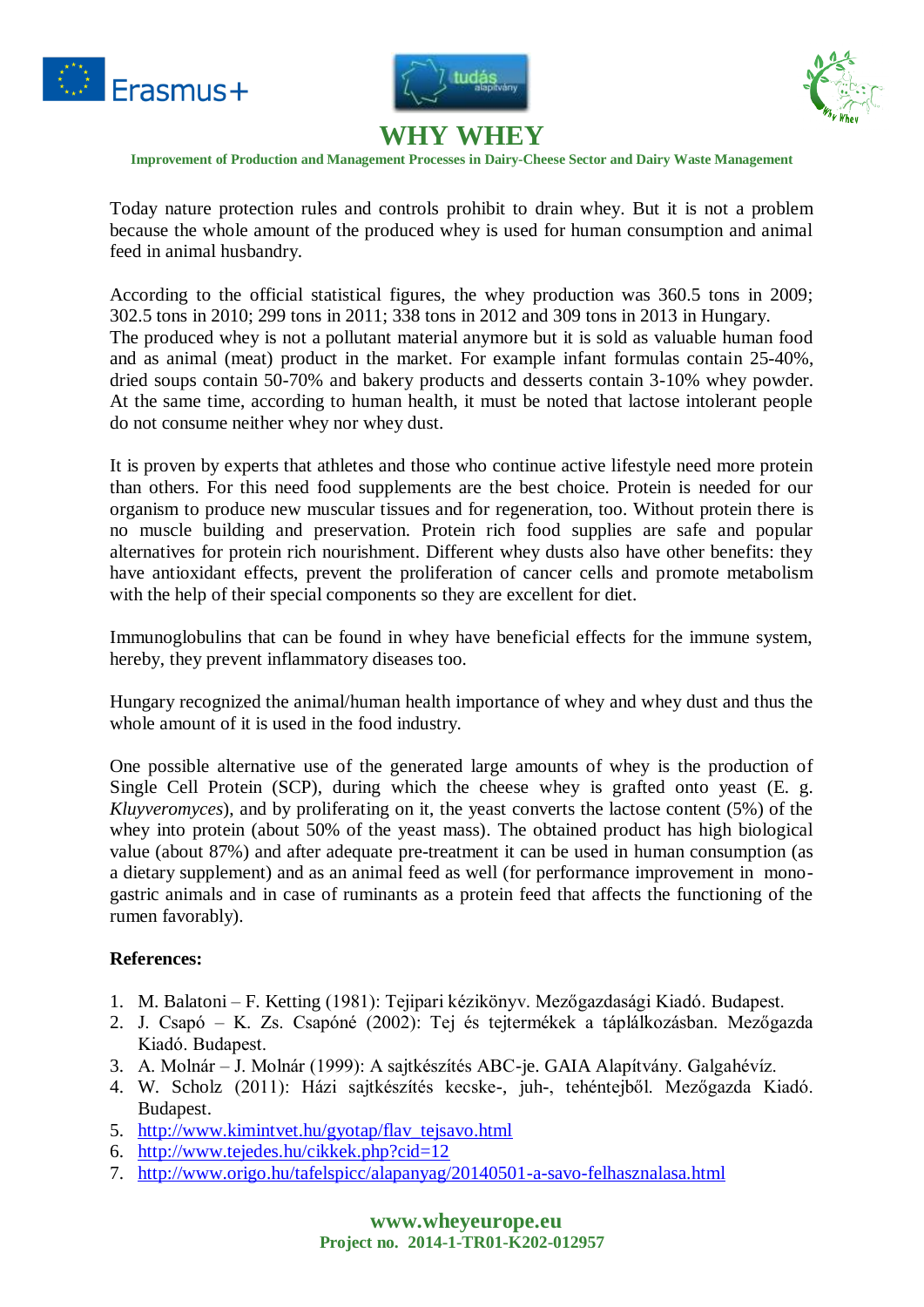Today nature protection rules and controls prohibit to drain whey. But it is not a problem because the whole amount of the produced whey is used for human consumption and animal feed in animal husbandry.

According to the official statistical figures, the whey production was 360.5 tons in 2009; 302.5 tons in 2010; 299 tons in 2011; 338 tons in 2012 and 309 tons in 2013 in Hungary. The produced whey is not a pollutant material anymore but it is sold as valuable human food and as animal (meat) product in the market. For example infant formulas contain 25-40%, dried soups contain 50-70% and bakery products and desserts contain 3-10% whey powder. At the same time, according to human health, it must be noted that lactose intolerant people do not consume neither whey nor whey dust.

It is proven by experts that athletes and those who continue active lifestyle need more protein than others. For this need food supplements are the best choice. Protein is needed for our organism to produce new muscular tissues and for regeneration, too. Without protein there is no muscle building and preservation. Protein rich food supplies are safe and popular alternatives for protein rich nourishment. Different whey dusts also have other benefits: they have antioxidant effects, prevent the proliferation of cancer cells and promote metabolism with the help of their special components so they are excellent for diet.

Immunoglobulins that can be found in whey have beneficial effects for the immune system, hereby, they prevent inflammatory diseases too.

Hungary recognized the animal/human health importance of whey and whey dust and thus the whole amount of it is used in the food industry.

One possible alternative use of the generated large amounts of whey is the production of Single Cell Protein (SCP), during which the cheese whey is grafted onto yeast (E. g. *Kluyveromyces*), and by proliferating on it, the yeast converts the lactose content (5%) of the whey into protein (about 50% of the yeast mass). The obtained product has high biological value (about 87%) and after adequate pre-treatment it can be used in human consumption (as a dietary supplement) and as an animal feed as well (for performance improvement in mono-gastric animals and in case of ruminants as a protein feed that affects the functioning of the rumen favorably).

**References:**

1. M. Balatoni – F. Ketting (1981): Tejipari kézikönyv. Mezőgazdasági Kiadó. Budapest.
2. J. Csapó – K. Zs. Csapóné (2002): Tej és tejtermékek a táplálkozásban. Mezőgazda Kiadó. Budapest.
3. A. Molnár – J. Molnár (1999): A sajtkészítés ABC-je. GAIA Alapítvány. Galgahévíz.
4. W. Scholz (2011): Házi sajtkészítés kecske-, juh-, tehéntejből. Mezőgazda Kiadó. Budapest.
5. http://www.kimintvet.hu/gyotap/flav_tejsavo.html
6. http://www.tejedes.hu/cikkek.php?cid=12
7. http://www.origo.hu/tafelspicc/alapanyag/20140501-a-savo-felhasznalasa.html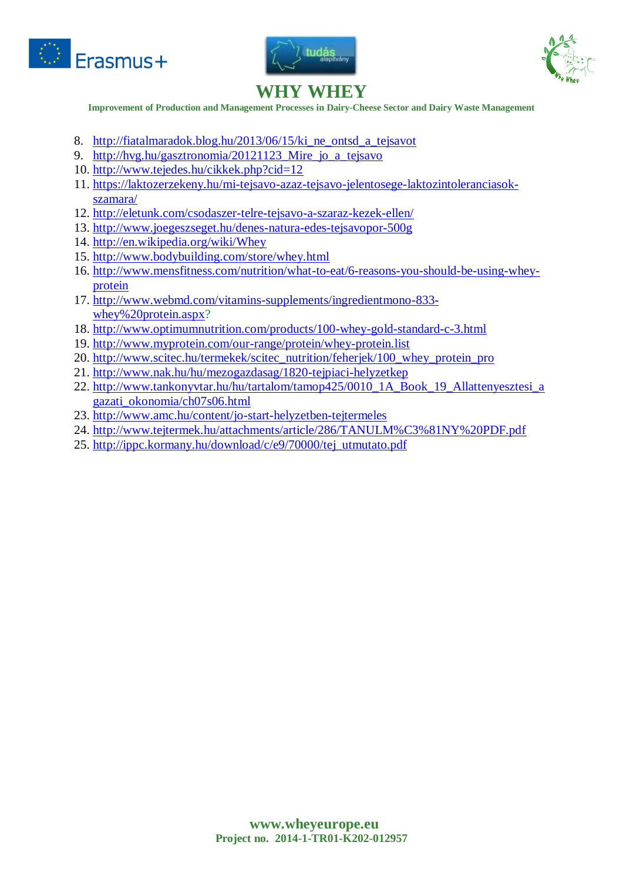8. http://fiatalmaradok.blog.hu/2013/06/15/ki_ne_ontsd_a_tejsavot
9. http://hvg.hu/gasztronomia/20121123_Mire_jo_a_tejsavo
10. http://www.tejedes.hu/cikkek.php?cid=12
11. https://laktozerzekeny.hu/mi-tejsavo-azaz-tejsavo-jelentosege-laktozintoleranciasok-szamara/
12. http://eletunk.com/csodaszer-telre-tejsavo-a-szaraz-kezek-ellen/
13. http://www.joegeszseget.hu/denes-natura-edes-tejsavopor-500g
14. http://en.wikipedia.org/wiki/Whey
15. http://www.bodybuilding.com/store/whey.html
16. http://www.mensfitness.com/nutrition/what-to-eat/6-reasons-you-should-be-using-whey-protein
17. http://www.webmd.com/vitamins-supplements/ingredientmono-833-whey%20protein.aspx?
18. http://www.optimumnutrition.com/products/100-whey-gold-standard-c-3.html
19. http://www.myprotein.com/our-range/protein/whey-protein.list
20. http://www.scitec.hu/termekek/scitec_nutrition/feherjek/100_whey_protein_pro
21. http://www.nak.hu/hu/mezogazdasag/1820-tejpiaci-helyzetkep
22. http://www.tankonyvtar.hu/hu/tartalom/tamop425/0010_1A_Book_19_Allattenyesztesi_agazati_okonomia/ch07s06.html
23. http://www.amc.hu/content/jo-start-helyzetben-tejtermeles
24. http://www.tejtermek.hu/attachments/article/286/TANULM%C3%81NY%20PDF.pdf
25. http://ippc.kormany.hu/download/c/e9/70000/tej_utmutato.pdf